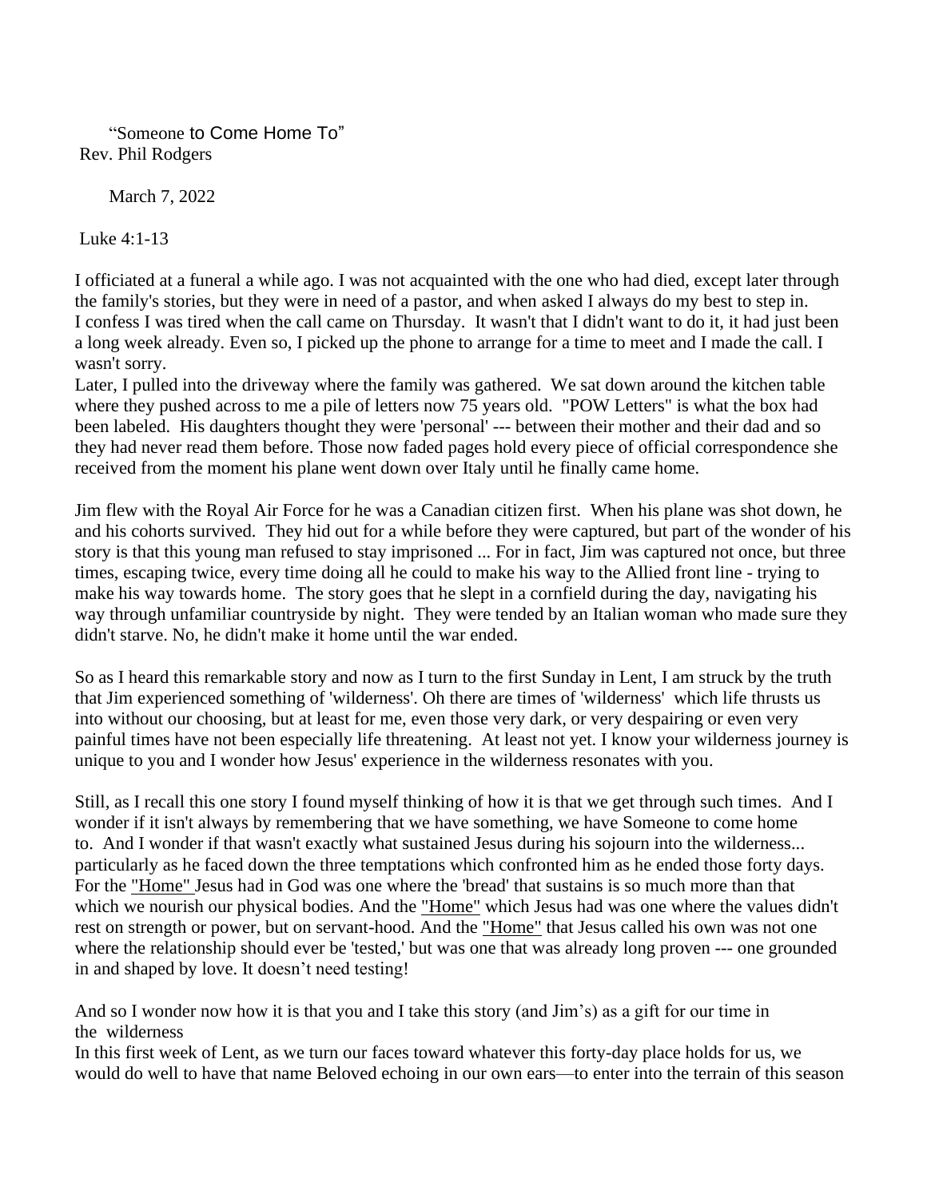# "Someone to Come Home To"

Rev. Phil Rodgers

March 7, 2022

Luke 4:1-13

I officiated at a funeral a while ago. I was not acquainted with the one who had died, except later through the family's stories, but they were in need of a pastor, and when asked I always do my best to step in. I confess I was tired when the call came on Thursday. It wasn't that I didn't want to do it, it had just been a long week already. Even so, I picked up the phone to arrange for a time to meet and I made the call. I wasn't sorry.

Later, I pulled into the driveway where the family was gathered. We sat down around the kitchen table where they pushed across to me a pile of letters now 75 years old. "POW Letters" is what the box had been labeled. His daughters thought they were 'personal' --- between their mother and their dad and so they had never read them before. Those now faded pages hold every piece of official correspondence she received from the moment his plane went down over Italy until he finally came home.

Jim flew with the Royal Air Force for he was a Canadian citizen first. When his plane was shot down, he and his cohorts survived. They hid out for a while before they were captured, but part of the wonder of his story is that this young man refused to stay imprisoned ... For in fact, Jim was captured not once, but three times, escaping twice, every time doing all he could to make his way to the Allied front line - trying to make his way towards home. The story goes that he slept in a cornfield during the day, navigating his way through unfamiliar countryside by night. They were tended by an Italian woman who made sure they didn't starve. No, he didn't make it home until the war ended.

So as I heard this remarkable story and now as I turn to the first Sunday in Lent, I am struck by the truth that Jim experienced something of 'wilderness'. Oh there are times of 'wilderness' which life thrusts us into without our choosing, but at least for me, even those very dark, or very despairing or even very painful times have not been especially life threatening. At least not yet. I know your wilderness journey is unique to you and I wonder how Jesus' experience in the wilderness resonates with you.

Still, as I recall this one story I found myself thinking of how it is that we get through such times. And I wonder if it isn't always by remembering that we have something, we have Someone to come home to. And I wonder if that wasn't exactly what sustained Jesus during his sojourn into the wilderness... particularly as he faced down the three temptations which confronted him as he ended those forty days. For the "Home" Jesus had in God was one where the 'bread' that sustains is so much more than that which we nourish our physical bodies. And the "Home" which Jesus had was one where the values didn't rest on strength or power, but on servant-hood. And the "Home" that Jesus called his own was not one where the relationship should ever be 'tested,' but was one that was already long proven --- one grounded in and shaped by love. It doesn't need testing!

And so I wonder now how it is that you and I take this story (and Jim's) as a gift for our time in the wilderness

In this first week of Lent, as we turn our faces toward whatever this forty-day place holds for us, we would do well to have that name Beloved echoing in our own ears—to enter into the terrain of this season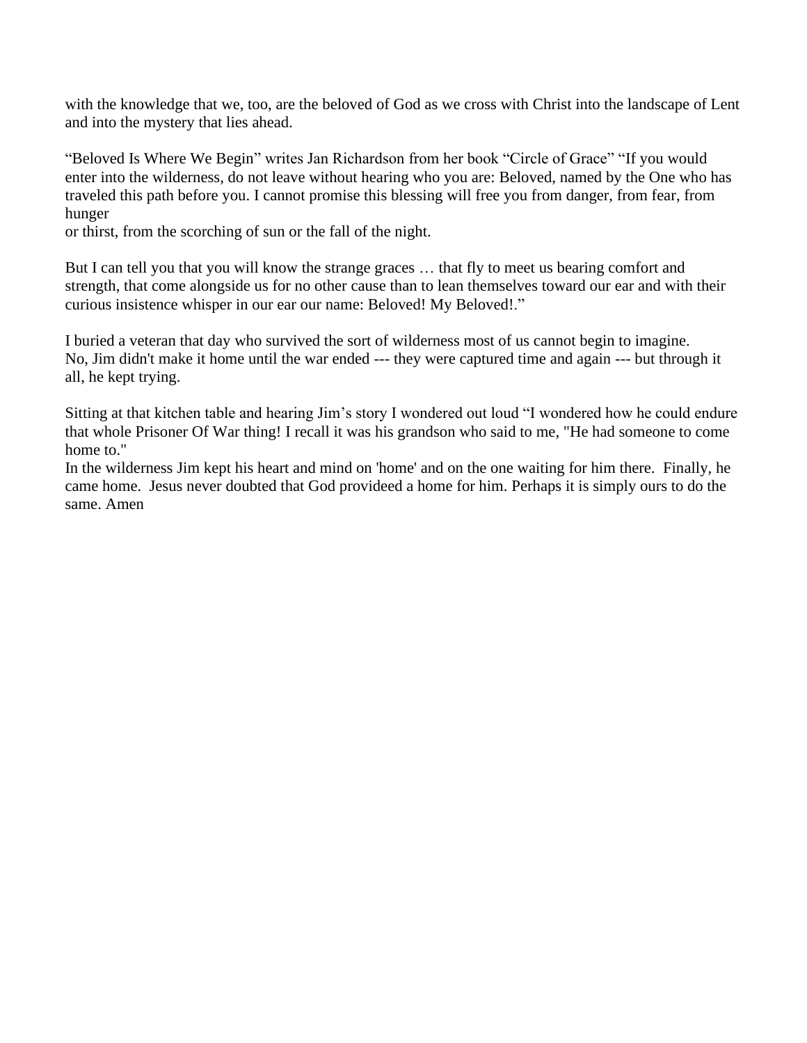with the knowledge that we, too, are the beloved of God as we cross with Christ into the landscape of Lent and into the mystery that lies ahead.

“Beloved Is Where We Begin” writes Jan Richardson from her book “Circle of Grace” “If you would enter into the wilderness, do not leave without hearing who you are: Beloved, named by the One who has traveled this path before you. I cannot promise this blessing will free you from danger, from fear, from hunger
or thirst, from the scorching of sun or the fall of the night.

But I can tell you that you will know the strange graces … that fly to meet us bearing comfort and strength, that come alongside us for no other cause than to lean themselves toward our ear and with their curious insistence whisper in our ear our name: Beloved! My Beloved!.”

I buried a veteran that day who survived the sort of wilderness most of us cannot begin to imagine. No, Jim didn't make it home until the war ended --- they were captured time and again --- but through it all, he kept trying.

Sitting at that kitchen table and hearing Jim’s story I wondered out loud “I wondered how he could endure that whole Prisoner Of War thing! I recall it was his grandson who said to me, "He had someone to come home to."
In the wilderness Jim kept his heart and mind on 'home' and on the one waiting for him there. Finally, he came home. Jesus never doubted that God provideed a home for him. Perhaps it is simply ours to do the same. Amen